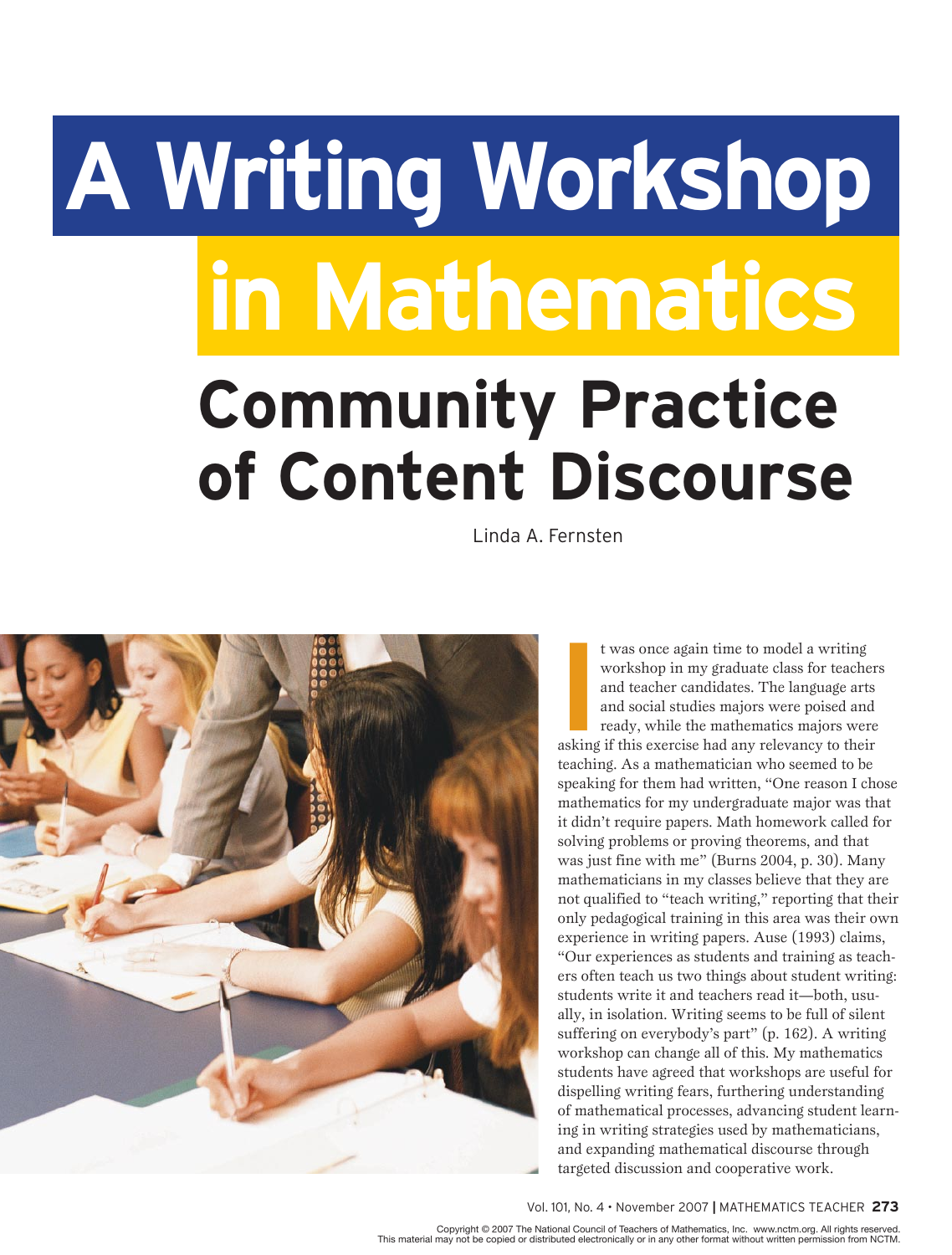# A Writing Workshop in Mathematics

## Community Practice of Content Discourse

Linda A. Fernsten

It was once again time to model a writing workshop in my graduate class for teachers and teacher candidates. The language arts and social studies majors were poised and ready, while the mathematics majors were asking if this exercise had any relevancy to their teaching. As a mathematician who seemed to be speaking for them had written, "One reason I chose mathematics for my undergraduate major was that it didn't require papers. Math homework called for solving problems or proving theorems, and that was just fine with me" (Burns 2004, p. 30). Many mathematicians in my classes believe that they are not qualified to "teach writing," reporting that their only pedagogical training in this area was their own experience in writing papers. Ause (1993) claims, "Our experiences as students and training as teachers often teach us two things about student writing: students write it and teachers read it—both, usually, in isolation. Writing seems to be full of silent suffering on everybody's part" (p. 162). A writing workshop can change all of this. My mathematics students have agreed that workshops are useful for dispelling writing fears, furthering understanding of mathematical processes, advancing student learning in writing strategies used by mathematicians, and expanding mathematical discourse through targeted discussion and cooperative work.

Copyright © 2007 The National Council of Teachers of Mathematics, Inc. www.nctm.org. All rights reserved.
This material may not be copied or distributed electronically or in any other format without written permission from NCTM.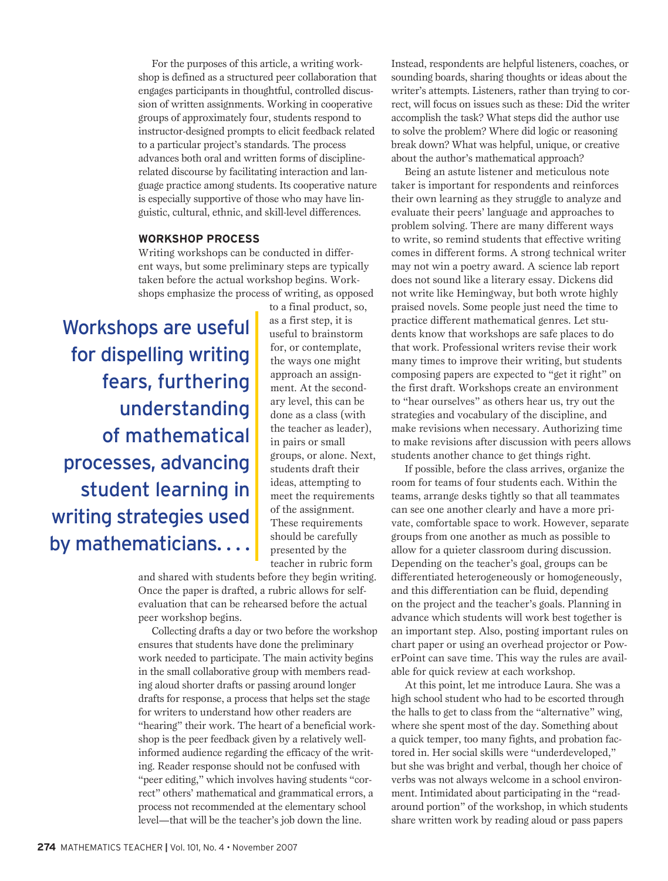For the purposes of this article, a writing workshop is defined as a structured peer collaboration that engages participants in thoughtful, controlled discussion of written assignments. Working in cooperative groups of approximately four, students respond to instructor-designed prompts to elicit feedback related to a particular project's standards. The process advances both oral and written forms of discipline-related discourse by facilitating interaction and language practice among students. Its cooperative nature is especially supportive of those who may have linguistic, cultural, ethnic, and skill-level differences.

## WORKSHOP PROCESS

Writing workshops can be conducted in different ways, but some preliminary steps are typically taken before the actual workshop begins. Workshops emphasize the process of writing, as opposed to a final product, so, as a first step, it is useful to brainstorm for, or contemplate, the ways one might approach an assignment. At the secondary level, this can be done as a class (with the teacher as leader), in pairs or small groups, or alone. Next, students draft their ideas, attempting to meet the requirements of the assignment. These requirements should be carefully presented by the teacher in rubric form and shared with students before they begin writing. Once the paper is drafted, a rubric allows for self-evaluation that can be rehearsed before the actual peer workshop begins.

> Workshops are useful for dispelling writing fears, furthering understanding of mathematical processes, advancing student learning in writing strategies used by mathematicians. . . .

Collecting drafts a day or two before the workshop ensures that students have done the preliminary work needed to participate. The main activity begins in the small collaborative group with members reading aloud shorter drafts or passing around longer drafts for response, a process that helps set the stage for writers to understand how other readers are "hearing" their work. The heart of a beneficial workshop is the peer feedback given by a relatively well-informed audience regarding the efficacy of the writing. Reader response should not be confused with "peer editing," which involves having students "correct" others' mathematical and grammatical errors, a process not recommended at the elementary school level—that will be the teacher's job down the line. Instead, respondents are helpful listeners, coaches, or sounding boards, sharing thoughts or ideas about the writer's attempts. Listeners, rather than trying to correct, will focus on issues such as these: Did the writer accomplish the task? What steps did the author use to solve the problem? Where did logic or reasoning break down? What was helpful, unique, or creative about the author's mathematical approach?

Being an astute listener and meticulous note taker is important for respondents and reinforces their own learning as they struggle to analyze and evaluate their peers' language and approaches to problem solving. There are many different ways to write, so remind students that effective writing comes in different forms. A strong technical writer may not win a poetry award. A science lab report does not sound like a literary essay. Dickens did not write like Hemingway, but both wrote highly praised novels. Some people just need the time to practice different mathematical genres. Let students know that workshops are safe places to do that work. Professional writers revise their work many times to improve their writing, but students composing papers are expected to "get it right" on the first draft. Workshops create an environment to "hear ourselves" as others hear us, try out the strategies and vocabulary of the discipline, and make revisions when necessary. Authorizing time to make revisions after discussion with peers allows students another chance to get things right.

If possible, before the class arrives, organize the room for teams of four students each. Within the teams, arrange desks tightly so that all teammates can see one another clearly and have a more private, comfortable space to work. However, separate groups from one another as much as possible to allow for a quieter classroom during discussion. Depending on the teacher's goal, groups can be differentiated heterogeneously or homogeneously, and this differentiation can be fluid, depending on the project and the teacher's goals. Planning in advance which students will work best together is an important step. Also, posting important rules on chart paper or using an overhead projector or PowerPoint can save time. This way the rules are available for quick review at each workshop.

At this point, let me introduce Laura. She was a high school student who had to be escorted through the halls to get to class from the "alternative" wing, where she spent most of the day. Something about a quick temper, too many fights, and probation factored in. Her social skills were "underdeveloped," but she was bright and verbal, though her choice of verbs was not always welcome in a school environment. Intimidated about participating in the "read-around portion" of the workshop, in which students share written work by reading aloud or pass papers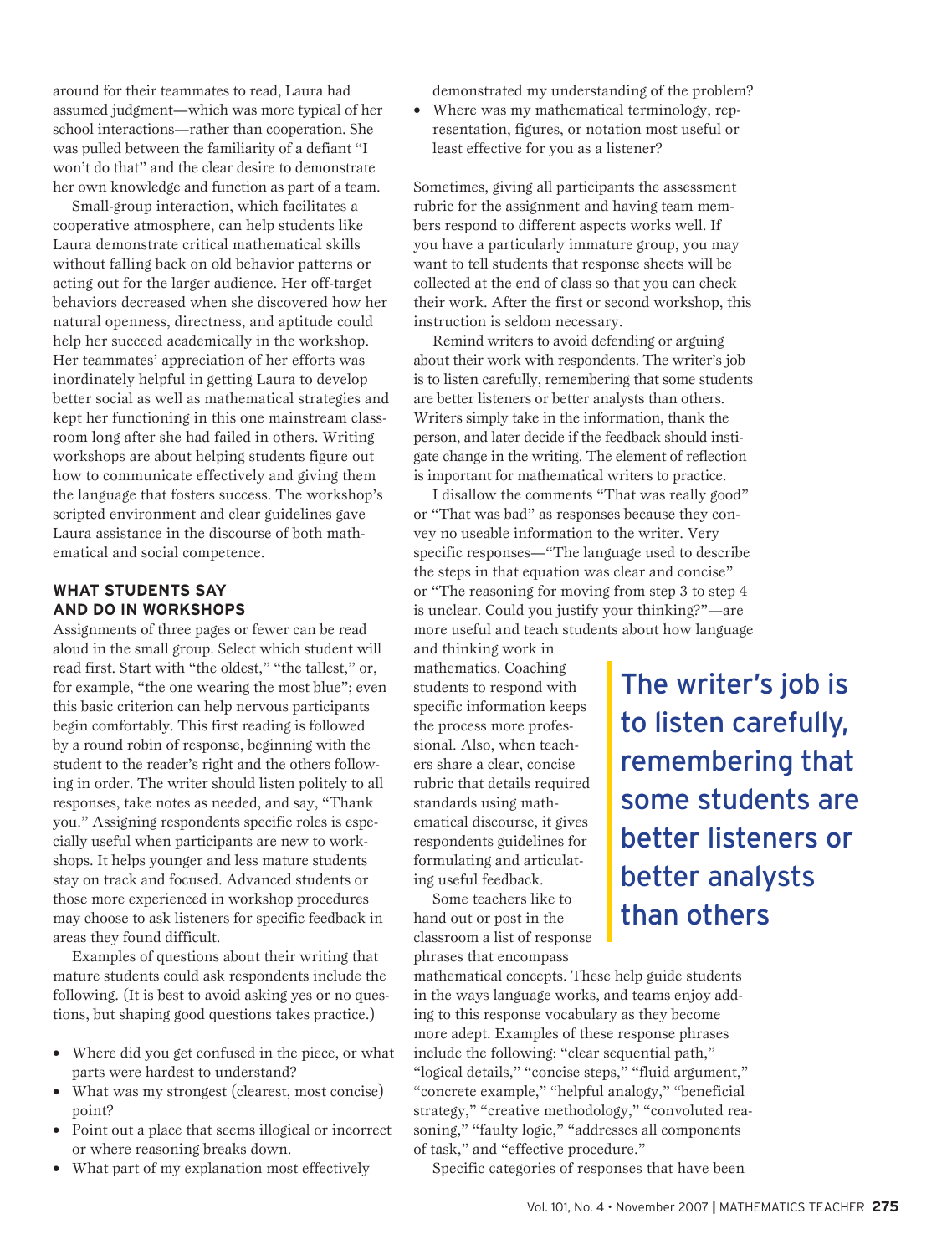around for their teammates to read, Laura had assumed judgment—which was more typical of her school interactions—rather than cooperation. She was pulled between the familiarity of a defiant "I won't do that" and the clear desire to demonstrate her own knowledge and function as part of a team.

Small-group interaction, which facilitates a cooperative atmosphere, can help students like Laura demonstrate critical mathematical skills without falling back on old behavior patterns or acting out for the larger audience. Her off-target behaviors decreased when she discovered how her natural openness, directness, and aptitude could help her succeed academically in the workshop. Her teammates' appreciation of her efforts was inordinately helpful in getting Laura to develop better social as well as mathematical strategies and kept her functioning in this one mainstream classroom long after she had failed in others. Writing workshops are about helping students figure out how to communicate effectively and giving them the language that fosters success. The workshop's scripted environment and clear guidelines gave Laura assistance in the discourse of both mathematical and social competence.

## WHAT STUDENTS SAY AND DO IN WORKSHOPS

Assignments of three pages or fewer can be read aloud in the small group. Select which student will read first. Start with "the oldest," "the tallest," or, for example, "the one wearing the most blue"; even this basic criterion can help nervous participants begin comfortably. This first reading is followed by a round robin of response, beginning with the student to the reader's right and the others following in order. The writer should listen politely to all responses, take notes as needed, and say, "Thank you." Assigning respondents specific roles is especially useful when participants are new to workshops. It helps younger and less mature students stay on track and focused. Advanced students or those more experienced in workshop procedures may choose to ask listeners for specific feedback in areas they found difficult.

Examples of questions about their writing that mature students could ask respondents include the following. (It is best to avoid asking yes or no questions, but shaping good questions takes practice.)

- Where did you get confused in the piece, or what parts were hardest to understand?
- What was my strongest (clearest, most concise) point?
- Point out a place that seems illogical or incorrect or where reasoning breaks down.
- What part of my explanation most effectively demonstrated my understanding of the problem?
- Where was my mathematical terminology, representation, figures, or notation most useful or least effective for you as a listener?

Sometimes, giving all participants the assessment rubric for the assignment and having team members respond to different aspects works well. If you have a particularly immature group, you may want to tell students that response sheets will be collected at the end of class so that you can check their work. After the first or second workshop, this instruction is seldom necessary.

Remind writers to avoid defending or arguing about their work with respondents. The writer's job is to listen carefully, remembering that some students are better listeners or better analysts than others. Writers simply take in the information, thank the person, and later decide if the feedback should instigate change in the writing. The element of reflection is important for mathematical writers to practice.

I disallow the comments "That was really good" or "That was bad" as responses because they convey no useable information to the writer. Very specific responses—"The language used to describe the steps in that equation was clear and concise" or "The reasoning for moving from step 3 to step 4 is unclear. Could you justify your thinking?"—are more useful and teach students about how language and thinking work in mathematics. Coaching students to respond with specific information keeps the process more professional. Also, when teachers share a clear, concise rubric that details required standards using mathematical discourse, it gives respondents guidelines for formulating and articulating useful feedback.

> The writer's job is to listen carefully, remembering that some students are better listeners or better analysts than others

Some teachers like to hand out or post in the classroom a list of response phrases that encompass mathematical concepts. These help guide students in the ways language works, and teams enjoy adding to this response vocabulary as they become more adept. Examples of these response phrases include the following: "clear sequential path," "logical details," "concise steps," "fluid argument," "concrete example," "helpful analogy," "beneficial strategy," "creative methodology," "convoluted reasoning," "faulty logic," "addresses all components of task," and "effective procedure."

Specific categories of responses that have been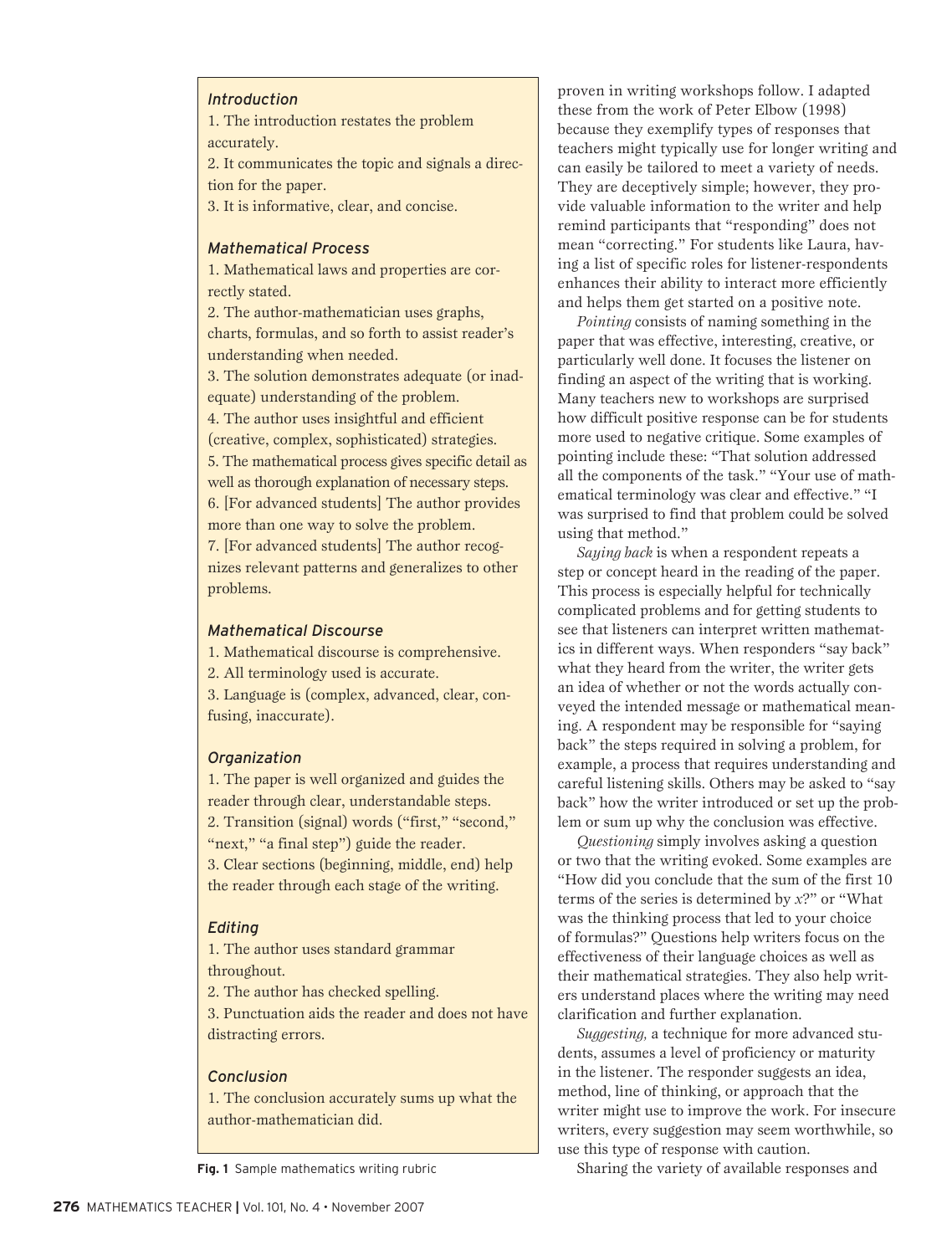### *Introduction*

1. The introduction restates the problem accurately.
2. It communicates the topic and signals a direction for the paper.
3. It is informative, clear, and concise.

### *Mathematical Process*

1. Mathematical laws and properties are correctly stated.
2. The author-mathematician uses graphs, charts, formulas, and so forth to assist reader's understanding when needed.
3. The solution demonstrates adequate (or inadequate) understanding of the problem.
4. The author uses insightful and efficient (creative, complex, sophisticated) strategies.
5. The mathematical process gives specific detail as well as thorough explanation of necessary steps.
6. [For advanced students] The author provides more than one way to solve the problem.
7. [For advanced students] The author recognizes relevant patterns and generalizes to other problems.

### *Mathematical Discourse*

1. Mathematical discourse is comprehensive.
2. All terminology used is accurate.
3. Language is (complex, advanced, clear, confusing, inaccurate).

### *Organization*

1. The paper is well organized and guides the reader through clear, understandable steps.
2. Transition (signal) words ("first," "second," "next," "a final step") guide the reader.
3. Clear sections (beginning, middle, end) help the reader through each stage of the writing.

### *Editing*

1. The author uses standard grammar throughout.
2. The author has checked spelling.
3. Punctuation aids the reader and does not have distracting errors.

### *Conclusion*

1. The conclusion accurately sums up what the author-mathematician did.

**Fig. 1** Sample mathematics writing rubric

proven in writing workshops follow. I adapted these from the work of Peter Elbow (1998) because they exemplify types of responses that teachers might typically use for longer writing and can easily be tailored to meet a variety of needs. They are deceptively simple; however, they provide valuable information to the writer and help remind participants that "responding" does not mean "correcting." For students like Laura, having a list of specific roles for listener-respondents enhances their ability to interact more efficiently and helps them get started on a positive note.

*Pointing* consists of naming something in the paper that was effective, interesting, creative, or particularly well done. It focuses the listener on finding an aspect of the writing that is working. Many teachers new to workshops are surprised how difficult positive response can be for students more used to negative critique. Some examples of pointing include these: "That solution addressed all the components of the task." "Your use of mathematical terminology was clear and effective." "I was surprised to find that problem could be solved using that method."

*Saying back* is when a respondent repeats a step or concept heard in the reading of the paper. This process is especially helpful for technically complicated problems and for getting students to see that listeners can interpret written mathematics in different ways. When responders "say back" what they heard from the writer, the writer gets an idea of whether or not the words actually conveyed the intended message or mathematical meaning. A respondent may be responsible for "saying back" the steps required in solving a problem, for example, a process that requires understanding and careful listening skills. Others may be asked to "say back" how the writer introduced or set up the problem or sum up why the conclusion was effective.

*Questioning* simply involves asking a question or two that the writing evoked. Some examples are "How did you conclude that the sum of the first 10 terms of the series is determined by $x$?" or "What was the thinking process that led to your choice of formulas?" Questions help writers focus on the effectiveness of their language choices as well as their mathematical strategies. They also help writers understand places where the writing may need clarification and further explanation.

*Suggesting,* a technique for more advanced students, assumes a level of proficiency or maturity in the listener. The responder suggests an idea, method, line of thinking, or approach that the writer might use to improve the work. For insecure writers, every suggestion may seem worthwhile, so use this type of response with caution.

Sharing the variety of available responses and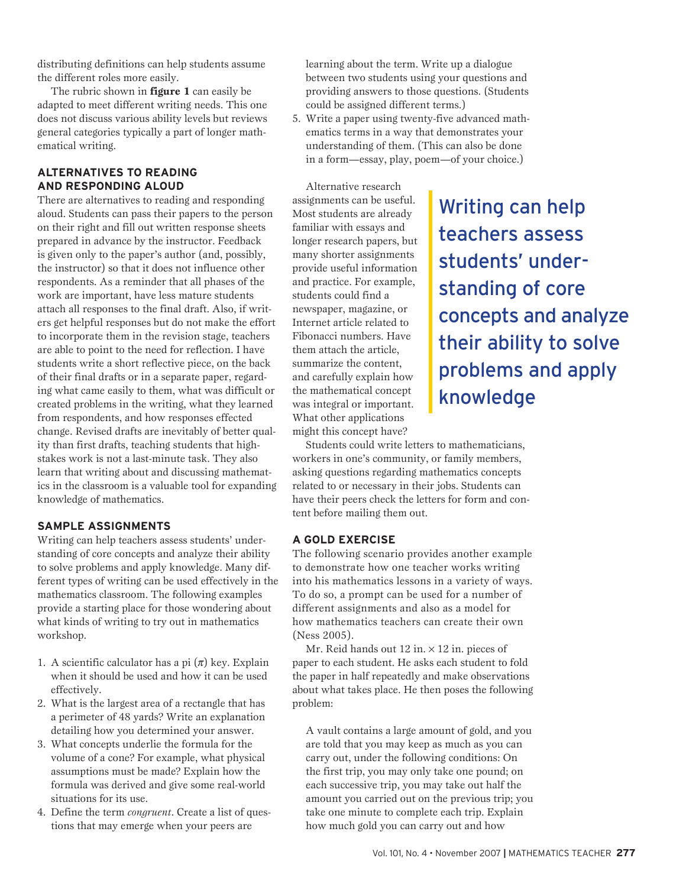distributing definitions can help students assume the different roles more easily.

The rubric shown in **figure 1** can easily be adapted to meet different writing needs. This one does not discuss various ability levels but reviews general categories typically a part of longer mathematical writing.

### ALTERNATIVES TO READING AND RESPONDING ALOUD

There are alternatives to reading and responding aloud. Students can pass their papers to the person on their right and fill out written response sheets prepared in advance by the instructor. Feedback is given only to the paper's author (and, possibly, the instructor) so that it does not influence other respondents. As a reminder that all phases of the work are important, have less mature students attach all responses to the final draft. Also, if writers get helpful responses but do not make the effort to incorporate them in the revision stage, teachers are able to point to the need for reflection. I have students write a short reflective piece, on the back of their final drafts or in a separate paper, regarding what came easily to them, what was difficult or created problems in the writing, what they learned from respondents, and how responses effected change. Revised drafts are inevitably of better quality than first drafts, teaching students that high-stakes work is not a last-minute task. They also learn that writing about and discussing mathematics in the classroom is a valuable tool for expanding knowledge of mathematics.

### SAMPLE ASSIGNMENTS

Writing can help teachers assess students' understanding of core concepts and analyze their ability to solve problems and apply knowledge. Many different types of writing can be used effectively in the mathematics classroom. The following examples provide a starting place for those wondering about what kinds of writing to try out in mathematics workshop.

1. A scientific calculator has a pi ($\pi$) key. Explain when it should be used and how it can be used effectively.
2. What is the largest area of a rectangle that has a perimeter of 48 yards? Write an explanation detailing how you determined your answer.
3. What concepts underlie the formula for the volume of a cone? For example, what physical assumptions must be made? Explain how the formula was derived and give some real-world situations for its use.
4. Define the term *congruent*. Create a list of questions that may emerge when your peers are learning about the term. Write up a dialogue between two students using your questions and providing answers to those questions. (Students could be assigned different terms.)
5. Write a paper using twenty-five advanced mathematics terms in a way that demonstrates your understanding of them. (This can also be done in a form—essay, play, poem—of your choice.)

Alternative research assignments can be useful. Most students are already familiar with essays and longer research papers, but many shorter assignments provide useful information and practice. For example, students could find a newspaper, magazine, or Internet article related to Fibonacci numbers. Have them attach the article, summarize the content, and carefully explain how the mathematical concept was integral or important. What other applications might this concept have?

> Writing can help teachers assess students' understanding of core concepts and analyze their ability to solve problems and apply knowledge

Students could write letters to mathematicians, workers in one's community, or family members, asking questions regarding mathematics concepts related to or necessary in their jobs. Students can have their peers check the letters for form and content before mailing them out.

### A GOLD EXERCISE

The following scenario provides another example to demonstrate how one teacher works writing into his mathematics lessons in a variety of ways. To do so, a prompt can be used for a number of different assignments and also as a model for how mathematics teachers can create their own (Ness 2005).

Mr. Reid hands out 12 in. × 12 in. pieces of paper to each student. He asks each student to fold the paper in half repeatedly and make observations about what takes place. He then poses the following problem:

> A vault contains a large amount of gold, and you are told that you may keep as much as you can carry out, under the following conditions: On the first trip, you may only take one pound; on each successive trip, you may take out half the amount you carried out on the previous trip; you take one minute to complete each trip. Explain how much gold you can carry out and how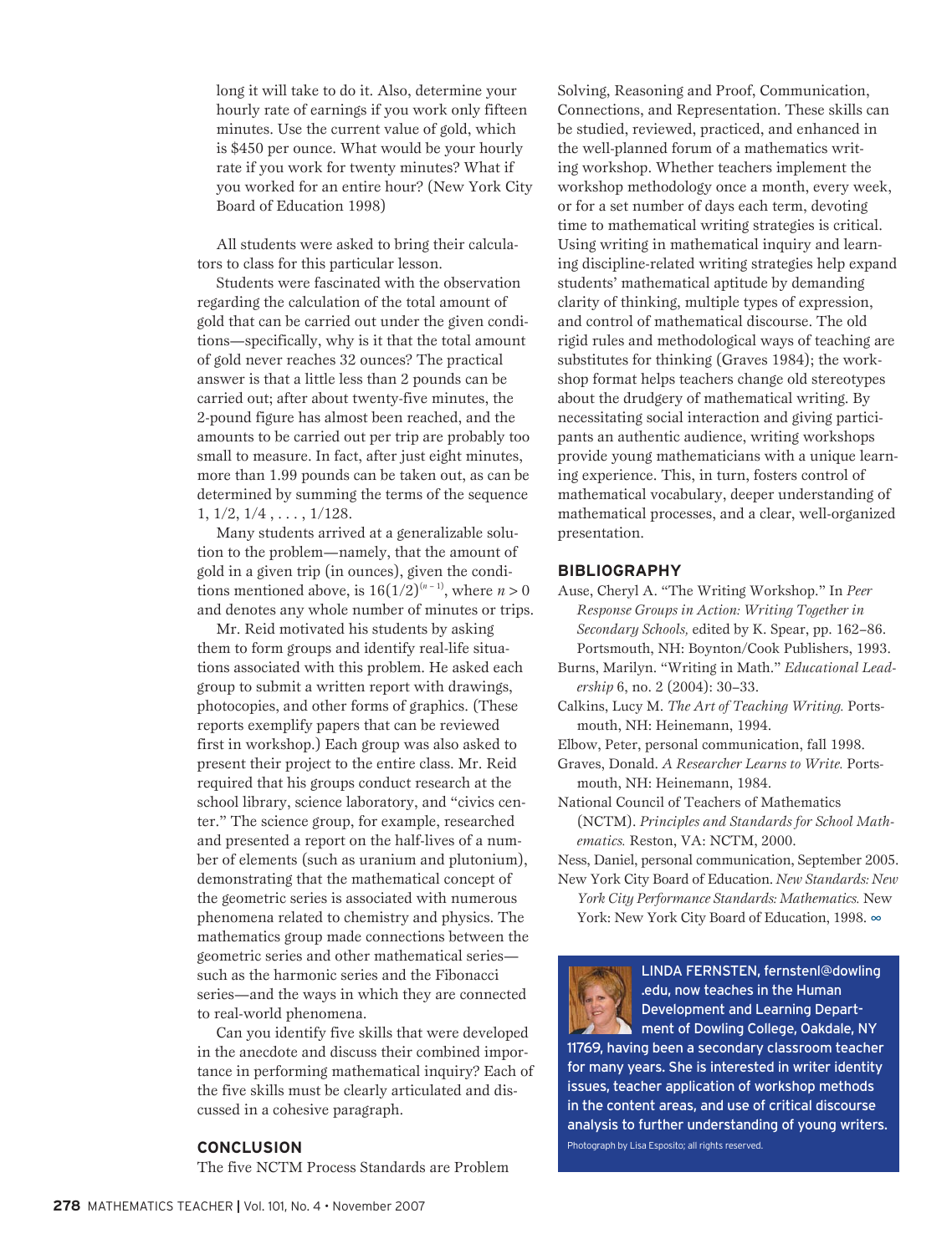long it will take to do it. Also, determine your hourly rate of earnings if you work only fifteen minutes. Use the current value of gold, which is $450 per ounce. What would be your hourly rate if you work for twenty minutes? What if you worked for an entire hour? (New York City Board of Education 1998)

All students were asked to bring their calculators to class for this particular lesson.

Students were fascinated with the observation regarding the calculation of the total amount of gold that can be carried out under the given conditions—specifically, why is it that the total amount of gold never reaches 32 ounces? The practical answer is that a little less than 2 pounds can be carried out; after about twenty-five minutes, the 2-pound figure has almost been reached, and the amounts to be carried out per trip are probably too small to measure. In fact, after just eight minutes, more than 1.99 pounds can be taken out, as can be determined by summing the terms of the sequence 1, 1/2, 1/4 , . . . , 1/128.

Many students arrived at a generalizable solution to the problem—namely, that the amount of gold in a given trip (in ounces), given the conditions mentioned above, is $16(1/2)^{(n-1)}$, where $n > 0$ and denotes any whole number of minutes or trips.

Mr. Reid motivated his students by asking them to form groups and identify real-life situations associated with this problem. He asked each group to submit a written report with drawings, photocopies, and other forms of graphics. (These reports exemplify papers that can be reviewed first in workshop.) Each group was also asked to present their project to the entire class. Mr. Reid required that his groups conduct research at the school library, science laboratory, and "civics center." The science group, for example, researched and presented a report on the half-lives of a number of elements (such as uranium and plutonium), demonstrating that the mathematical concept of the geometric series is associated with numerous phenomena related to chemistry and physics. The mathematics group made connections between the geometric series and other mathematical series—such as the harmonic series and the Fibonacci series—and the ways in which they are connected to real-world phenomena.

Can you identify five skills that were developed in the anecdote and discuss their combined importance in performing mathematical inquiry? Each of the five skills must be clearly articulated and discussed in a cohesive paragraph.

## CONCLUSION

The five NCTM Process Standards are Problem Solving, Reasoning and Proof, Communication, Connections, and Representation. These skills can be studied, reviewed, practiced, and enhanced in the well-planned forum of a mathematics writing workshop. Whether teachers implement the workshop methodology once a month, every week, or for a set number of days each term, devoting time to mathematical writing strategies is critical. Using writing in mathematical inquiry and learning discipline-related writing strategies help expand students' mathematical aptitude by demanding clarity of thinking, multiple types of expression, and control of mathematical discourse. The old rigid rules and methodological ways of teaching are substitutes for thinking (Graves 1984); the workshop format helps teachers change old stereotypes about the drudgery of mathematical writing. By necessitating social interaction and giving participants an authentic audience, writing workshops provide young mathematicians with a unique learning experience. This, in turn, fosters control of mathematical vocabulary, deeper understanding of mathematical processes, and a clear, well-organized presentation.

## BIBLIOGRAPHY

Ause, Cheryl A. "The Writing Workshop." In *Peer Response Groups in Action: Writing Together in Secondary Schools,* edited by K. Spear, pp. 162–86. Portsmouth, NH: Boynton/Cook Publishers, 1993.

Burns, Marilyn. "Writing in Math." *Educational Leadership* 6, no. 2 (2004): 30–33.

Calkins, Lucy M. *The Art of Teaching Writing.* Portsmouth, NH: Heinemann, 1994.

Elbow, Peter, personal communication, fall 1998.

Graves, Donald. *A Researcher Learns to Write.* Portsmouth, NH: Heinemann, 1984.

National Council of Teachers of Mathematics (NCTM). *Principles and Standards for School Mathematics.* Reston, VA: NCTM, 2000.

Ness, Daniel, personal communication, September 2005.

New York City Board of Education. *New Standards: New York City Performance Standards: Mathematics.* New York: New York City Board of Education, 1998. ∞

LINDA FERNSTEN, fernstenl@dowling.edu, now teaches in the Human Development and Learning Department of Dowling College, Oakdale, NY 11769, having been a secondary classroom teacher for many years. She is interested in writer identity issues, teacher application of workshop methods in the content areas, and use of critical discourse analysis to further understanding of young writers.

Photograph by Lisa Esposito; all rights reserved.